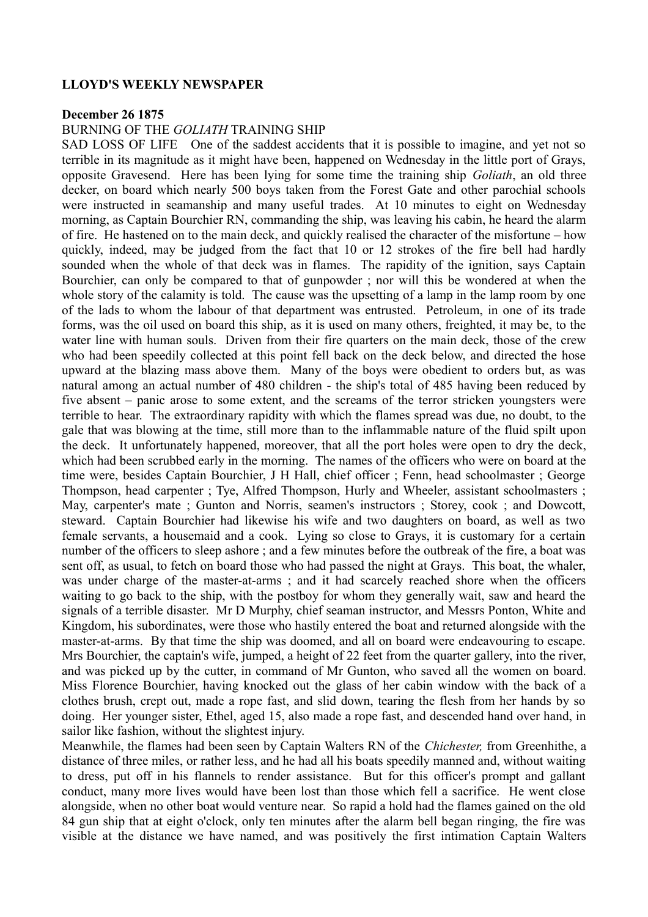**LLOYD'S WEEKLY NEWSPAPER**

**December 26 1875**

BURNING OF THE *GOLIATH* TRAINING SHIP

SAD LOSS OF LIFE One of the saddest accidents that it is possible to imagine, and yet not so terrible in its magnitude as it might have been, happened on Wednesday in the little port of Grays, opposite Gravesend. Here has been lying for some time the training ship *Goliath*, an old three decker, on board which nearly 500 boys taken from the Forest Gate and other parochial schools were instructed in seamanship and many useful trades. At 10 minutes to eight on Wednesday morning, as Captain Bourchier RN, commanding the ship, was leaving his cabin, he heard the alarm of fire. He hastened on to the main deck, and quickly realised the character of the misfortune – how quickly, indeed, may be judged from the fact that 10 or 12 strokes of the fire bell had hardly sounded when the whole of that deck was in flames. The rapidity of the ignition, says Captain Bourchier, can only be compared to that of gunpowder ; nor will this be wondered at when the whole story of the calamity is told. The cause was the upsetting of a lamp in the lamp room by one of the lads to whom the labour of that department was entrusted. Petroleum, in one of its trade forms, was the oil used on board this ship, as it is used on many others, freighted, it may be, to the water line with human souls. Driven from their fire quarters on the main deck, those of the crew who had been speedily collected at this point fell back on the deck below, and directed the hose upward at the blazing mass above them. Many of the boys were obedient to orders but, as was natural among an actual number of 480 children - the ship's total of 485 having been reduced by five absent – panic arose to some extent, and the screams of the terror stricken youngsters were terrible to hear. The extraordinary rapidity with which the flames spread was due, no doubt, to the gale that was blowing at the time, still more than to the inflammable nature of the fluid spilt upon the deck. It unfortunately happened, moreover, that all the port holes were open to dry the deck, which had been scrubbed early in the morning. The names of the officers who were on board at the time were, besides Captain Bourchier, J H Hall, chief officer ; Fenn, head schoolmaster ; George Thompson, head carpenter ; Tye, Alfred Thompson, Hurly and Wheeler, assistant schoolmasters ; May, carpenter's mate ; Gunton and Norris, seamen's instructors ; Storey, cook ; and Dowcott, steward. Captain Bourchier had likewise his wife and two daughters on board, as well as two female servants, a housemaid and a cook. Lying so close to Grays, it is customary for a certain number of the officers to sleep ashore ; and a few minutes before the outbreak of the fire, a boat was sent off, as usual, to fetch on board those who had passed the night at Grays. This boat, the whaler, was under charge of the master-at-arms ; and it had scarcely reached shore when the officers waiting to go back to the ship, with the postboy for whom they generally wait, saw and heard the signals of a terrible disaster. Mr D Murphy, chief seaman instructor, and Messrs Ponton, White and Kingdom, his subordinates, were those who hastily entered the boat and returned alongside with the master-at-arms. By that time the ship was doomed, and all on board were endeavouring to escape. Mrs Bourchier, the captain's wife, jumped, a height of 22 feet from the quarter gallery, into the river, and was picked up by the cutter, in command of Mr Gunton, who saved all the women on board. Miss Florence Bourchier, having knocked out the glass of her cabin window with the back of a clothes brush, crept out, made a rope fast, and slid down, tearing the flesh from her hands by so doing. Her younger sister, Ethel, aged 15, also made a rope fast, and descended hand over hand, in sailor like fashion, without the slightest injury.

Meanwhile, the flames had been seen by Captain Walters RN of the *Chichester,* from Greenhithe, a distance of three miles, or rather less, and he had all his boats speedily manned and, without waiting to dress, put off in his flannels to render assistance. But for this officer's prompt and gallant conduct, many more lives would have been lost than those which fell a sacrifice. He went close alongside, when no other boat would venture near. So rapid a hold had the flames gained on the old 84 gun ship that at eight o'clock, only ten minutes after the alarm bell began ringing, the fire was visible at the distance we have named, and was positively the first intimation Captain Walters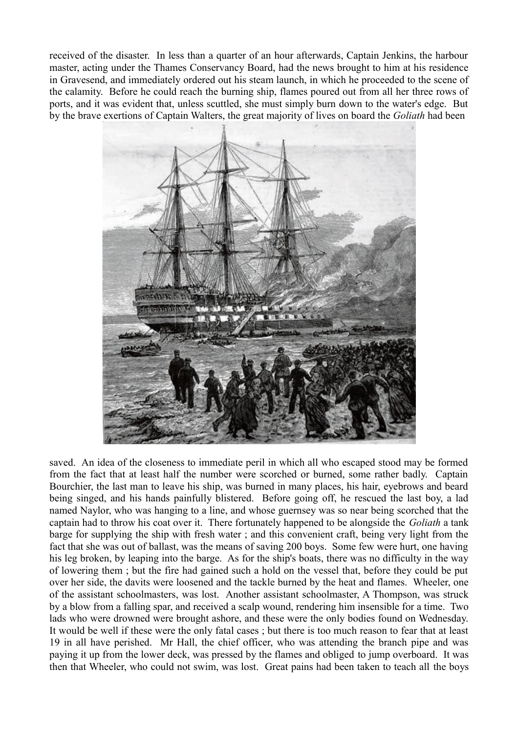received of the disaster. In less than a quarter of an hour afterwards, Captain Jenkins, the harbour master, acting under the Thames Conservancy Board, had the news brought to him at his residence in Gravesend, and immediately ordered out his steam launch, in which he proceeded to the scene of the calamity. Before he could reach the burning ship, flames poured out from all her three rows of ports, and it was evident that, unless scuttled, she must simply burn down to the water's edge. But by the brave exertions of Captain Walters, the great majority of lives on board the *Goliath* had been saved. An idea of the closeness to immediate peril in which all who escaped stood may be formed from the fact that at least half the number were scorched or burned, some rather badly. Captain Bourchier, the last man to leave his ship, was burned in many places, his hair, eyebrows and beard being singed, and his hands painfully blistered. Before going off, he rescued the last boy, a lad named Naylor, who was hanging to a line, and whose guernsey was so near being scorched that the captain had to throw his coat over it. There fortunately happened to be alongside the *Goliath* a tank barge for supplying the ship with fresh water ; and this convenient craft, being very light from the fact that she was out of ballast, was the means of saving 200 boys. Some few were hurt, one having his leg broken, by leaping into the barge. As for the ship's boats, there was no difficulty in the way of lowering them ; but the fire had gained such a hold on the vessel that, before they could be put over her side, the davits were loosened and the tackle burned by the heat and flames. Wheeler, one of the assistant schoolmasters, was lost. Another assistant schoolmaster, A Thompson, was struck by a blow from a falling spar, and received a scalp wound, rendering him insensible for a time. Two lads who were drowned were brought ashore, and these were the only bodies found on Wednesday. It would be well if these were the only fatal cases ; but there is too much reason to fear that at least 19 in all have perished. Mr Hall, the chief officer, who was attending the branch pipe and was paying it up from the lower deck, was pressed by the flames and obliged to jump overboard. It was then that Wheeler, who could not swim, was lost. Great pains had been taken to teach all the boys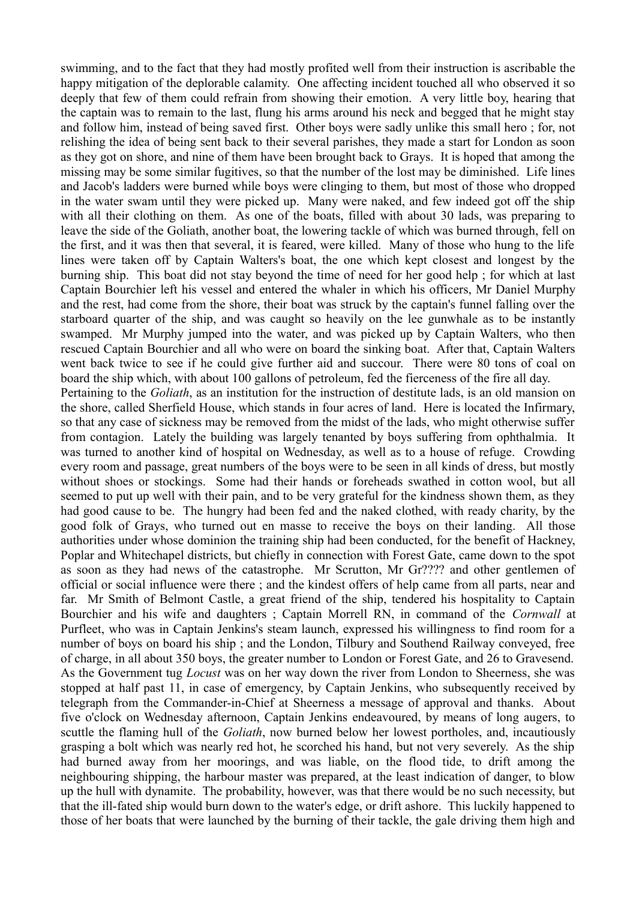swimming, and to the fact that they had mostly profited well from their instruction is ascribable the happy mitigation of the deplorable calamity. One affecting incident touched all who observed it so deeply that few of them could refrain from showing their emotion. A very little boy, hearing that the captain was to remain to the last, flung his arms around his neck and begged that he might stay and follow him, instead of being saved first. Other boys were sadly unlike this small hero ; for, not relishing the idea of being sent back to their several parishes, they made a start for London as soon as they got on shore, and nine of them have been brought back to Grays. It is hoped that among the missing may be some similar fugitives, so that the number of the lost may be diminished. Life lines and Jacob's ladders were burned while boys were clinging to them, but most of those who dropped in the water swam until they were picked up. Many were naked, and few indeed got off the ship with all their clothing on them. As one of the boats, filled with about 30 lads, was preparing to leave the side of the Goliath, another boat, the lowering tackle of which was burned through, fell on the first, and it was then that several, it is feared, were killed. Many of those who hung to the life lines were taken off by Captain Walters's boat, the one which kept closest and longest by the burning ship. This boat did not stay beyond the time of need for her good help ; for which at last Captain Bourchier left his vessel and entered the whaler in which his officers, Mr Daniel Murphy and the rest, had come from the shore, their boat was struck by the captain's funnel falling over the starboard quarter of the ship, and was caught so heavily on the lee gunwhale as to be instantly swamped. Mr Murphy jumped into the water, and was picked up by Captain Walters, who then rescued Captain Bourchier and all who were on board the sinking boat. After that, Captain Walters went back twice to see if he could give further aid and succour. There were 80 tons of coal on board the ship which, with about 100 gallons of petroleum, fed the fierceness of the fire all day.

Pertaining to the *Goliath*, as an institution for the instruction of destitute lads, is an old mansion on the shore, called Sherfield House, which stands in four acres of land. Here is located the Infirmary, so that any case of sickness may be removed from the midst of the lads, who might otherwise suffer from contagion. Lately the building was largely tenanted by boys suffering from ophthalmia. It was turned to another kind of hospital on Wednesday, as well as to a house of refuge. Crowding every room and passage, great numbers of the boys were to be seen in all kinds of dress, but mostly without shoes or stockings. Some had their hands or foreheads swathed in cotton wool, but all seemed to put up well with their pain, and to be very grateful for the kindness shown them, as they had good cause to be. The hungry had been fed and the naked clothed, with ready charity, by the good folk of Grays, who turned out en masse to receive the boys on their landing. All those authorities under whose dominion the training ship had been conducted, for the benefit of Hackney, Poplar and Whitechapel districts, but chiefly in connection with Forest Gate, came down to the spot as soon as they had news of the catastrophe. Mr Scrutton, Mr Gr???? and other gentlemen of official or social influence were there ; and the kindest offers of help came from all parts, near and far. Mr Smith of Belmont Castle, a great friend of the ship, tendered his hospitality to Captain Bourchier and his wife and daughters ; Captain Morrell RN, in command of the *Cornwall* at Purfleet, who was in Captain Jenkins's steam launch, expressed his willingness to find room for a number of boys on board his ship ; and the London, Tilbury and Southend Railway conveyed, free of charge, in all about 350 boys, the greater number to London or Forest Gate, and 26 to Gravesend. As the Government tug *Locust* was on her way down the river from London to Sheerness, she was stopped at half past 11, in case of emergency, by Captain Jenkins, who subsequently received by telegraph from the Commander-in-Chief at Sheerness a message of approval and thanks. About five o'clock on Wednesday afternoon, Captain Jenkins endeavoured, by means of long augers, to scuttle the flaming hull of the *Goliath*, now burned below her lowest portholes, and, incautiously grasping a bolt which was nearly red hot, he scorched his hand, but not very severely. As the ship had burned away from her moorings, and was liable, on the flood tide, to drift among the neighbouring shipping, the harbour master was prepared, at the least indication of danger, to blow up the hull with dynamite. The probability, however, was that there would be no such necessity, but that the ill-fated ship would burn down to the water's edge, or drift ashore. This luckily happened to those of her boats that were launched by the burning of their tackle, the gale driving them high and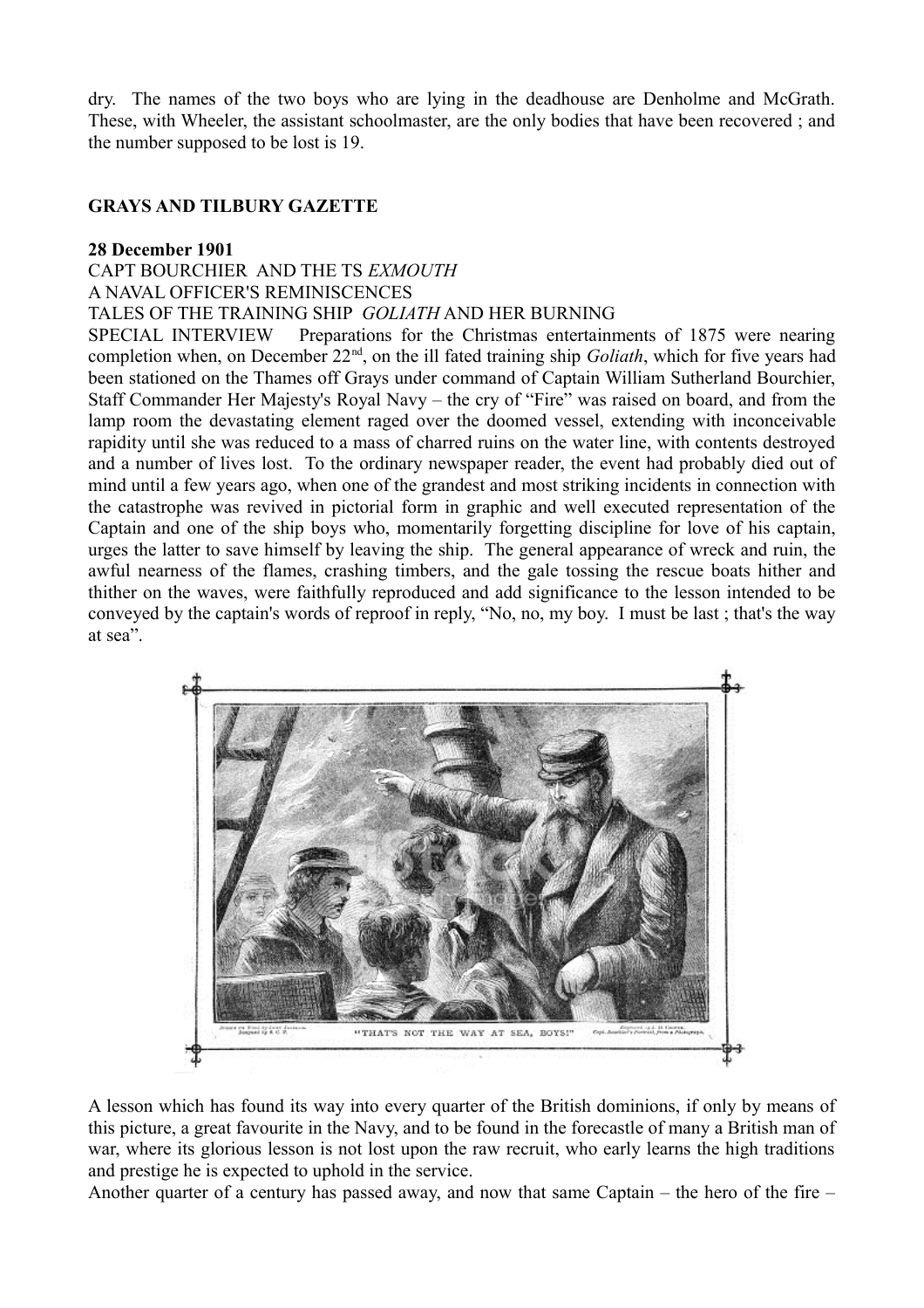dry. The names of the two boys who are lying in the deadhouse are Denholme and McGrath. These, with Wheeler, the assistant schoolmaster, are the only bodies that have been recovered ; and the number supposed to be lost is 19.

**GRAYS AND TILBURY GAZETTE**

**28 December 1901**

CAPT BOURCHIER AND THE TS *EXMOUTH*

A NAVAL OFFICER'S REMINISCENCES

TALES OF THE TRAINING SHIP *GOLIATH* AND HER BURNING

SPECIAL INTERVIEW Preparations for the Christmas entertainments of 1875 were nearing completion when, on December 22nd, on the ill fated training ship *Goliath*, which for five years had been stationed on the Thames off Grays under command of Captain William Sutherland Bourchier, Staff Commander Her Majesty's Royal Navy – the cry of "Fire" was raised on board, and from the lamp room the devastating element raged over the doomed vessel, extending with inconceivable rapidity until she was reduced to a mass of charred ruins on the water line, with contents destroyed and a number of lives lost. To the ordinary newspaper reader, the event had probably died out of mind until a few years ago, when one of the grandest and most striking incidents in connection with the catastrophe was revived in pictorial form in graphic and well executed representation of the Captain and one of the ship boys who, momentarily forgetting discipline for love of his captain, urges the latter to save himself by leaving the ship. The general appearance of wreck and ruin, the awful nearness of the flames, crashing timbers, and the gale tossing the rescue boats hither and thither on the waves, were faithfully reproduced and add significance to the lesson intended to be conveyed by the captain's words of reproof in reply, "No, no, my boy. I must be last ; that's the way at sea".

"THAT'S NOT THE WAY AT SEA, BOYS!"

A lesson which has found its way into every quarter of the British dominions, if only by means of this picture, a great favourite in the Navy, and to be found in the forecastle of many a British man of war, where its glorious lesson is not lost upon the raw recruit, who early learns the high traditions and prestige he is expected to uphold in the service.

Another quarter of a century has passed away, and now that same Captain – the hero of the fire –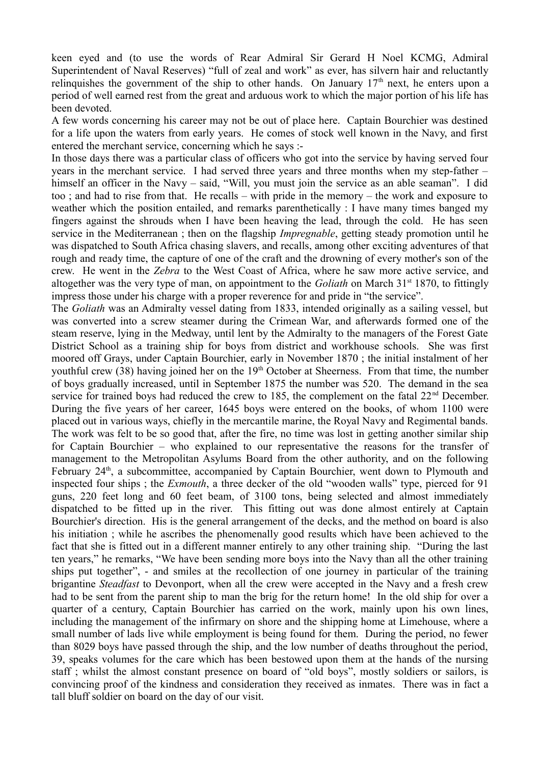keen eyed and (to use the words of Rear Admiral Sir Gerard H Noel KCMG, Admiral Superintendent of Naval Reserves) "full of zeal and work" as ever, has silvern hair and reluctantly relinquishes the government of the ship to other hands. On January 17th next, he enters upon a period of well earned rest from the great and arduous work to which the major portion of his life has been devoted.

A few words concerning his career may not be out of place here. Captain Bourchier was destined for a life upon the waters from early years. He comes of stock well known in the Navy, and first entered the merchant service, concerning which he says :-

In those days there was a particular class of officers who got into the service by having served four years in the merchant service. I had served three years and three months when my step-father – himself an officer in the Navy – said, "Will, you must join the service as an able seaman". I did too ; and had to rise from that. He recalls – with pride in the memory – the work and exposure to weather which the position entailed, and remarks parenthetically : I have many times banged my fingers against the shrouds when I have been heaving the lead, through the cold. He has seen service in the Mediterranean ; then on the flagship *Impregnable*, getting steady promotion until he was dispatched to South Africa chasing slavers, and recalls, among other exciting adventures of that rough and ready time, the capture of one of the craft and the drowning of every mother's son of the crew. He went in the *Zebra* to the West Coast of Africa, where he saw more active service, and altogether was the very type of man, on appointment to the *Goliath* on March 31st 1870, to fittingly impress those under his charge with a proper reverence for and pride in "the service".

The *Goliath* was an Admiralty vessel dating from 1833, intended originally as a sailing vessel, but was converted into a screw steamer during the Crimean War, and afterwards formed one of the steam reserve, lying in the Medway, until lent by the Admiralty to the managers of the Forest Gate District School as a training ship for boys from district and workhouse schools. She was first moored off Grays, under Captain Bourchier, early in November 1870 ; the initial instalment of her youthful crew (38) having joined her on the 19th October at Sheerness. From that time, the number of boys gradually increased, until in September 1875 the number was 520. The demand in the sea service for trained boys had reduced the crew to 185, the complement on the fatal 22nd December. During the five years of her career, 1645 boys were entered on the books, of whom 1100 were placed out in various ways, chiefly in the mercantile marine, the Royal Navy and Regimental bands. The work was felt to be so good that, after the fire, no time was lost in getting another similar ship for Captain Bourchier – who explained to our representative the reasons for the transfer of management to the Metropolitan Asylums Board from the other authority, and on the following February 24th, a subcommittee, accompanied by Captain Bourchier, went down to Plymouth and inspected four ships ; the *Exmouth*, a three decker of the old "wooden walls" type, pierced for 91 guns, 220 feet long and 60 feet beam, of 3100 tons, being selected and almost immediately dispatched to be fitted up in the river. This fitting out was done almost entirely at Captain Bourchier's direction. His is the general arrangement of the decks, and the method on board is also his initiation ; while he ascribes the phenomenally good results which have been achieved to the fact that she is fitted out in a different manner entirely to any other training ship. "During the last ten years," he remarks, "We have been sending more boys into the Navy than all the other training ships put together", - and smiles at the recollection of one journey in particular of the training brigantine *Steadfast* to Devonport, when all the crew were accepted in the Navy and a fresh crew had to be sent from the parent ship to man the brig for the return home! In the old ship for over a quarter of a century, Captain Bourchier has carried on the work, mainly upon his own lines, including the management of the infirmary on shore and the shipping home at Limehouse, where a small number of lads live while employment is being found for them. During the period, no fewer than 8029 boys have passed through the ship, and the low number of deaths throughout the period, 39, speaks volumes for the care which has been bestowed upon them at the hands of the nursing staff ; whilst the almost constant presence on board of "old boys", mostly soldiers or sailors, is convincing proof of the kindness and consideration they received as inmates. There was in fact a tall bluff soldier on board on the day of our visit.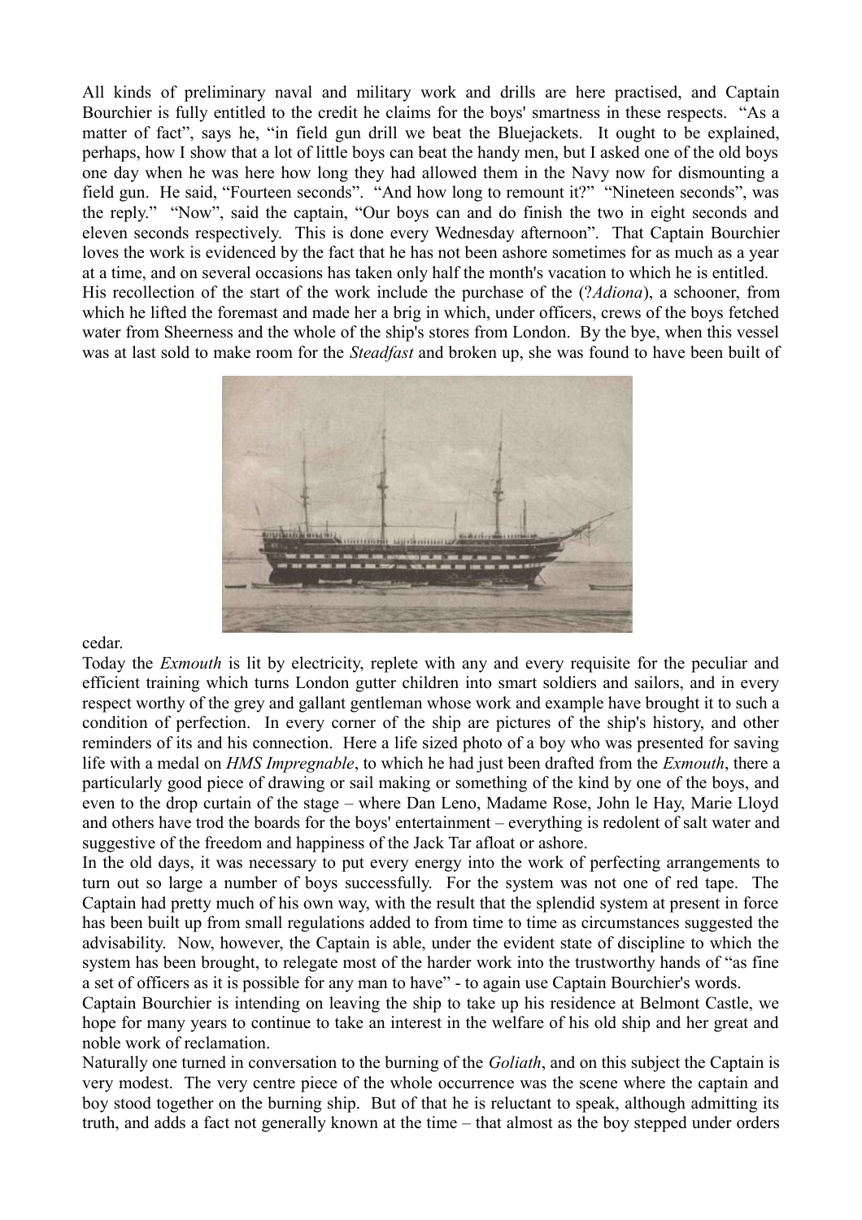All kinds of preliminary naval and military work and drills are here practised, and Captain Bourchier is fully entitled to the credit he claims for the boys' smartness in these respects. "As a matter of fact", says he, "in field gun drill we beat the Bluejackets. It ought to be explained, perhaps, how I show that a lot of little boys can beat the handy men, but I asked one of the old boys one day when he was here how long they had allowed them in the Navy now for dismounting a field gun. He said, "Fourteen seconds". "And how long to remount it?" "Nineteen seconds", was the reply." "Now", said the captain, "Our boys can and do finish the two in eight seconds and eleven seconds respectively. This is done every Wednesday afternoon". That Captain Bourchier loves the work is evidenced by the fact that he has not been ashore sometimes for as much as a year at a time, and on several occasions has taken only half the month's vacation to which he is entitled.

His recollection of the start of the work include the purchase of the (?*Adiona*), a schooner, from which he lifted the foremast and made her a brig in which, under officers, crews of the boys fetched water from Sheerness and the whole of the ship's stores from London. By the bye, when this vessel was at last sold to make room for the *Steadfast* and broken up, she was found to have been built of cedar.

Today the *Exmouth* is lit by electricity, replete with any and every requisite for the peculiar and efficient training which turns London gutter children into smart soldiers and sailors, and in every respect worthy of the grey and gallant gentleman whose work and example have brought it to such a condition of perfection. In every corner of the ship are pictures of the ship's history, and other reminders of its and his connection. Here a life sized photo of a boy who was presented for saving life with a medal on *HMS Impregnable*, to which he had just been drafted from the *Exmouth*, there a particularly good piece of drawing or sail making or something of the kind by one of the boys, and even to the drop curtain of the stage – where Dan Leno, Madame Rose, John le Hay, Marie Lloyd and others have trod the boards for the boys' entertainment – everything is redolent of salt water and suggestive of the freedom and happiness of the Jack Tar afloat or ashore.

In the old days, it was necessary to put every energy into the work of perfecting arrangements to turn out so large a number of boys successfully. For the system was not one of red tape. The Captain had pretty much of his own way, with the result that the splendid system at present in force has been built up from small regulations added to from time to time as circumstances suggested the advisability. Now, however, the Captain is able, under the evident state of discipline to which the system has been brought, to relegate most of the harder work into the trustworthy hands of "as fine a set of officers as it is possible for any man to have" - to again use Captain Bourchier's words.

Captain Bourchier is intending on leaving the ship to take up his residence at Belmont Castle, we hope for many years to continue to take an interest in the welfare of his old ship and her great and noble work of reclamation.

Naturally one turned in conversation to the burning of the *Goliath*, and on this subject the Captain is very modest. The very centre piece of the whole occurrence was the scene where the captain and boy stood together on the burning ship. But of that he is reluctant to speak, although admitting its truth, and adds a fact not generally known at the time – that almost as the boy stepped under orders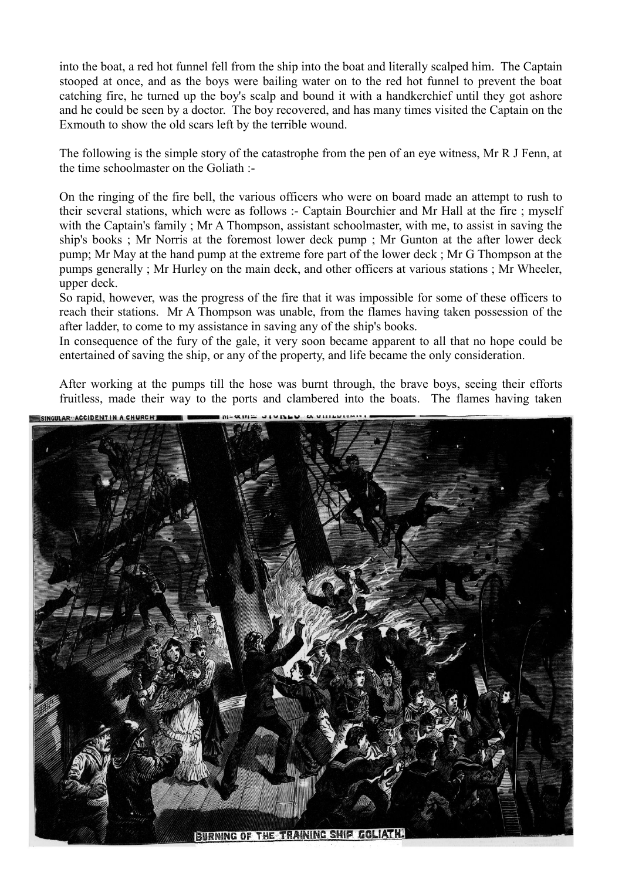into the boat, a red hot funnel fell from the ship into the boat and literally scalped him. The Captain stooped at once, and as the boys were bailing water on to the red hot funnel to prevent the boat catching fire, he turned up the boy's scalp and bound it with a handkerchief until they got ashore and he could be seen by a doctor. The boy recovered, and has many times visited the Captain on the Exmouth to show the old scars left by the terrible wound.

The following is the simple story of the catastrophe from the pen of an eye witness, Mr R J Fenn, at the time schoolmaster on the Goliath :-

On the ringing of the fire bell, the various officers who were on board made an attempt to rush to their several stations, which were as follows :- Captain Bourchier and Mr Hall at the fire ; myself with the Captain's family ; Mr A Thompson, assistant schoolmaster, with me, to assist in saving the ship's books ; Mr Norris at the foremost lower deck pump ; Mr Gunton at the after lower deck pump; Mr May at the hand pump at the extreme fore part of the lower deck ; Mr G Thompson at the pumps generally ; Mr Hurley on the main deck, and other officers at various stations ; Mr Wheeler, upper deck.

So rapid, however, was the progress of the fire that it was impossible for some of these officers to reach their stations. Mr A Thompson was unable, from the flames having taken possession of the after ladder, to come to my assistance in saving any of the ship's books.

In consequence of the fury of the gale, it very soon became apparent to all that no hope could be entertained of saving the ship, or any of the property, and life became the only consideration.

After working at the pumps till the hose was burnt through, the brave boys, seeing their efforts fruitless, made their way to the ports and clambered into the boats. The flames having taken

BURNING OF THE TRAINING SHIP GOLIATH.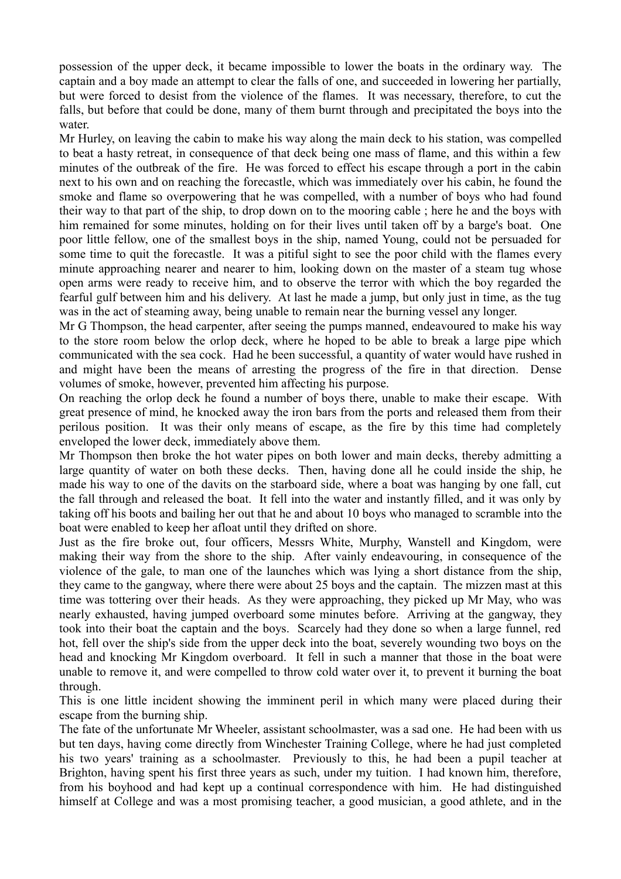possession of the upper deck, it became impossible to lower the boats in the ordinary way. The captain and a boy made an attempt to clear the falls of one, and succeeded in lowering her partially, but were forced to desist from the violence of the flames. It was necessary, therefore, to cut the falls, but before that could be done, many of them burnt through and precipitated the boys into the water.

Mr Hurley, on leaving the cabin to make his way along the main deck to his station, was compelled to beat a hasty retreat, in consequence of that deck being one mass of flame, and this within a few minutes of the outbreak of the fire. He was forced to effect his escape through a port in the cabin next to his own and on reaching the forecastle, which was immediately over his cabin, he found the smoke and flame so overpowering that he was compelled, with a number of boys who had found their way to that part of the ship, to drop down on to the mooring cable ; here he and the boys with him remained for some minutes, holding on for their lives until taken off by a barge's boat. One poor little fellow, one of the smallest boys in the ship, named Young, could not be persuaded for some time to quit the forecastle. It was a pitiful sight to see the poor child with the flames every minute approaching nearer and nearer to him, looking down on the master of a steam tug whose open arms were ready to receive him, and to observe the terror with which the boy regarded the fearful gulf between him and his delivery. At last he made a jump, but only just in time, as the tug was in the act of steaming away, being unable to remain near the burning vessel any longer.

Mr G Thompson, the head carpenter, after seeing the pumps manned, endeavoured to make his way to the store room below the orlop deck, where he hoped to be able to break a large pipe which communicated with the sea cock. Had he been successful, a quantity of water would have rushed in and might have been the means of arresting the progress of the fire in that direction. Dense volumes of smoke, however, prevented him affecting his purpose.

On reaching the orlop deck he found a number of boys there, unable to make their escape. With great presence of mind, he knocked away the iron bars from the ports and released them from their perilous position. It was their only means of escape, as the fire by this time had completely enveloped the lower deck, immediately above them.

Mr Thompson then broke the hot water pipes on both lower and main decks, thereby admitting a large quantity of water on both these decks. Then, having done all he could inside the ship, he made his way to one of the davits on the starboard side, where a boat was hanging by one fall, cut the fall through and released the boat. It fell into the water and instantly filled, and it was only by taking off his boots and bailing her out that he and about 10 boys who managed to scramble into the boat were enabled to keep her afloat until they drifted on shore.

Just as the fire broke out, four officers, Messrs White, Murphy, Wanstell and Kingdom, were making their way from the shore to the ship. After vainly endeavouring, in consequence of the violence of the gale, to man one of the launches which was lying a short distance from the ship, they came to the gangway, where there were about 25 boys and the captain. The mizzen mast at this time was tottering over their heads. As they were approaching, they picked up Mr May, who was nearly exhausted, having jumped overboard some minutes before. Arriving at the gangway, they took into their boat the captain and the boys. Scarcely had they done so when a large funnel, red hot, fell over the ship's side from the upper deck into the boat, severely wounding two boys on the head and knocking Mr Kingdom overboard. It fell in such a manner that those in the boat were unable to remove it, and were compelled to throw cold water over it, to prevent it burning the boat through.

This is one little incident showing the imminent peril in which many were placed during their escape from the burning ship.

The fate of the unfortunate Mr Wheeler, assistant schoolmaster, was a sad one. He had been with us but ten days, having come directly from Winchester Training College, where he had just completed his two years' training as a schoolmaster. Previously to this, he had been a pupil teacher at Brighton, having spent his first three years as such, under my tuition. I had known him, therefore, from his boyhood and had kept up a continual correspondence with him. He had distinguished himself at College and was a most promising teacher, a good musician, a good athlete, and in the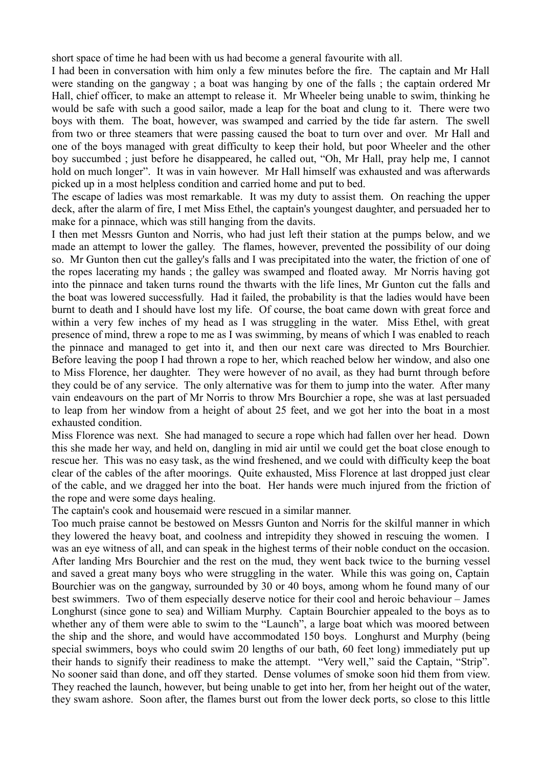short space of time he had been with us had become a general favourite with all.

I had been in conversation with him only a few minutes before the fire. The captain and Mr Hall were standing on the gangway ; a boat was hanging by one of the falls ; the captain ordered Mr Hall, chief officer, to make an attempt to release it. Mr Wheeler being unable to swim, thinking he would be safe with such a good sailor, made a leap for the boat and clung to it. There were two boys with them. The boat, however, was swamped and carried by the tide far astern. The swell from two or three steamers that were passing caused the boat to turn over and over. Mr Hall and one of the boys managed with great difficulty to keep their hold, but poor Wheeler and the other boy succumbed ; just before he disappeared, he called out, "Oh, Mr Hall, pray help me, I cannot hold on much longer". It was in vain however. Mr Hall himself was exhausted and was afterwards picked up in a most helpless condition and carried home and put to bed.

The escape of ladies was most remarkable. It was my duty to assist them. On reaching the upper deck, after the alarm of fire, I met Miss Ethel, the captain's youngest daughter, and persuaded her to make for a pinnace, which was still hanging from the davits.

I then met Messrs Gunton and Norris, who had just left their station at the pumps below, and we made an attempt to lower the galley. The flames, however, prevented the possibility of our doing so. Mr Gunton then cut the galley's falls and I was precipitated into the water, the friction of one of the ropes lacerating my hands ; the galley was swamped and floated away. Mr Norris having got into the pinnace and taken turns round the thwarts with the life lines, Mr Gunton cut the falls and the boat was lowered successfully. Had it failed, the probability is that the ladies would have been burnt to death and I should have lost my life. Of course, the boat came down with great force and within a very few inches of my head as I was struggling in the water. Miss Ethel, with great presence of mind, threw a rope to me as I was swimming, by means of which I was enabled to reach the pinnace and managed to get into it, and then our next care was directed to Mrs Bourchier. Before leaving the poop I had thrown a rope to her, which reached below her window, and also one to Miss Florence, her daughter. They were however of no avail, as they had burnt through before they could be of any service. The only alternative was for them to jump into the water. After many vain endeavours on the part of Mr Norris to throw Mrs Bourchier a rope, she was at last persuaded to leap from her window from a height of about 25 feet, and we got her into the boat in a most exhausted condition.

Miss Florence was next. She had managed to secure a rope which had fallen over her head. Down this she made her way, and held on, dangling in mid air until we could get the boat close enough to rescue her. This was no easy task, as the wind freshened, and we could with difficulty keep the boat clear of the cables of the after moorings. Quite exhausted, Miss Florence at last dropped just clear of the cable, and we dragged her into the boat. Her hands were much injured from the friction of the rope and were some days healing.

The captain's cook and housemaid were rescued in a similar manner.

Too much praise cannot be bestowed on Messrs Gunton and Norris for the skilful manner in which they lowered the heavy boat, and coolness and intrepidity they showed in rescuing the women. I was an eye witness of all, and can speak in the highest terms of their noble conduct on the occasion. After landing Mrs Bourchier and the rest on the mud, they went back twice to the burning vessel and saved a great many boys who were struggling in the water. While this was going on, Captain Bourchier was on the gangway, surrounded by 30 or 40 boys, among whom he found many of our best swimmers. Two of them especially deserve notice for their cool and heroic behaviour – James Longhurst (since gone to sea) and William Murphy. Captain Bourchier appealed to the boys as to whether any of them were able to swim to the "Launch", a large boat which was moored between the ship and the shore, and would have accommodated 150 boys. Longhurst and Murphy (being special swimmers, boys who could swim 20 lengths of our bath, 60 feet long) immediately put up their hands to signify their readiness to make the attempt. "Very well," said the Captain, "Strip". No sooner said than done, and off they started. Dense volumes of smoke soon hid them from view. They reached the launch, however, but being unable to get into her, from her height out of the water, they swam ashore. Soon after, the flames burst out from the lower deck ports, so close to this little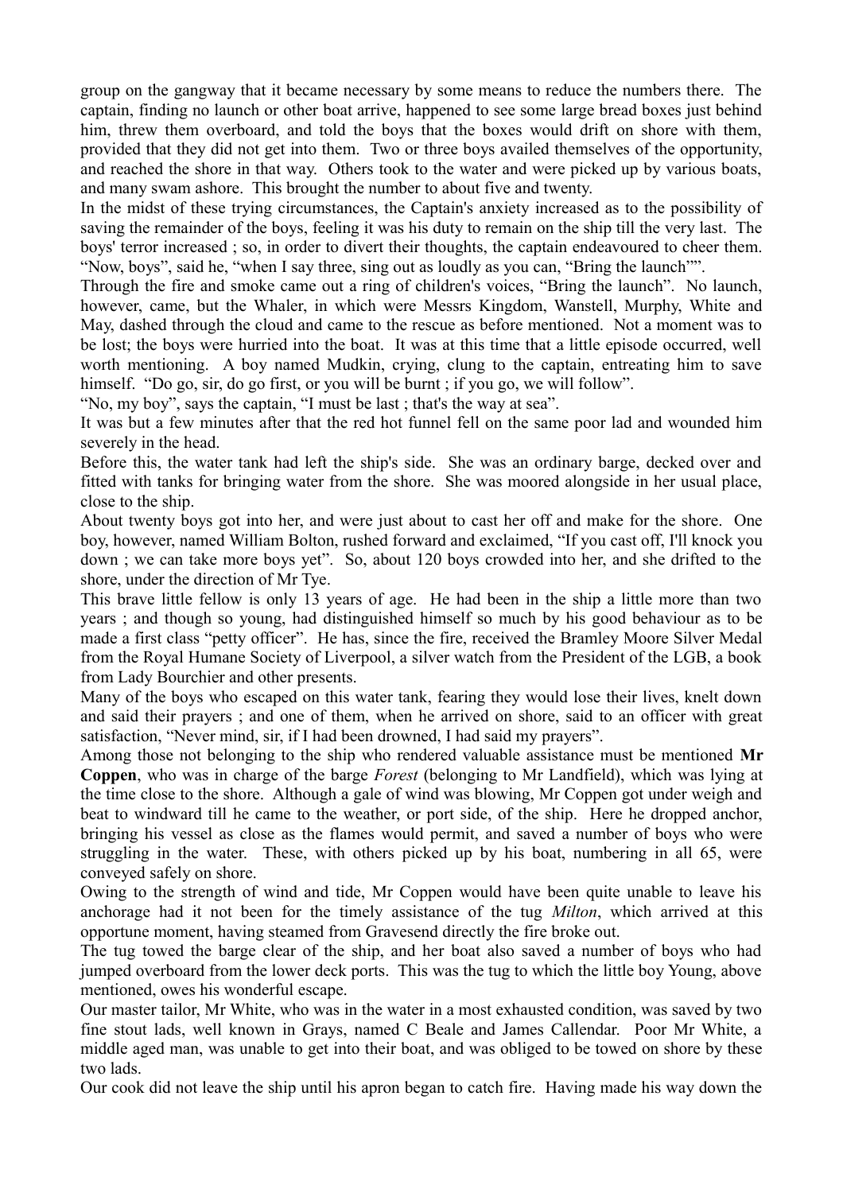group on the gangway that it became necessary by some means to reduce the numbers there. The captain, finding no launch or other boat arrive, happened to see some large bread boxes just behind him, threw them overboard, and told the boys that the boxes would drift on shore with them, provided that they did not get into them. Two or three boys availed themselves of the opportunity, and reached the shore in that way. Others took to the water and were picked up by various boats, and many swam ashore. This brought the number to about five and twenty.

In the midst of these trying circumstances, the Captain's anxiety increased as to the possibility of saving the remainder of the boys, feeling it was his duty to remain on the ship till the very last. The boys' terror increased ; so, in order to divert their thoughts, the captain endeavoured to cheer them. "Now, boys", said he, "when I say three, sing out as loudly as you can, "Bring the launch"".

Through the fire and smoke came out a ring of children's voices, "Bring the launch". No launch, however, came, but the Whaler, in which were Messrs Kingdom, Wanstell, Murphy, White and May, dashed through the cloud and came to the rescue as before mentioned. Not a moment was to be lost; the boys were hurried into the boat. It was at this time that a little episode occurred, well worth mentioning. A boy named Mudkin, crying, clung to the captain, entreating him to save himself. "Do go, sir, do go first, or you will be burnt ; if you go, we will follow".

"No, my boy", says the captain, "I must be last ; that's the way at sea".

It was but a few minutes after that the red hot funnel fell on the same poor lad and wounded him severely in the head.

Before this, the water tank had left the ship's side. She was an ordinary barge, decked over and fitted with tanks for bringing water from the shore. She was moored alongside in her usual place, close to the ship.

About twenty boys got into her, and were just about to cast her off and make for the shore. One boy, however, named William Bolton, rushed forward and exclaimed, "If you cast off, I'll knock you down ; we can take more boys yet". So, about 120 boys crowded into her, and she drifted to the shore, under the direction of Mr Tye.

This brave little fellow is only 13 years of age. He had been in the ship a little more than two years ; and though so young, had distinguished himself so much by his good behaviour as to be made a first class "petty officer". He has, since the fire, received the Bramley Moore Silver Medal from the Royal Humane Society of Liverpool, a silver watch from the President of the LGB, a book from Lady Bourchier and other presents.

Many of the boys who escaped on this water tank, fearing they would lose their lives, knelt down and said their prayers ; and one of them, when he arrived on shore, said to an officer with great satisfaction, "Never mind, sir, if I had been drowned, I had said my prayers".

Among those not belonging to the ship who rendered valuable assistance must be mentioned **Mr Coppen**, who was in charge of the barge *Forest* (belonging to Mr Landfield), which was lying at the time close to the shore. Although a gale of wind was blowing, Mr Coppen got under weigh and beat to windward till he came to the weather, or port side, of the ship. Here he dropped anchor, bringing his vessel as close as the flames would permit, and saved a number of boys who were struggling in the water. These, with others picked up by his boat, numbering in all 65, were conveyed safely on shore.

Owing to the strength of wind and tide, Mr Coppen would have been quite unable to leave his anchorage had it not been for the timely assistance of the tug *Milton*, which arrived at this opportune moment, having steamed from Gravesend directly the fire broke out.

The tug towed the barge clear of the ship, and her boat also saved a number of boys who had jumped overboard from the lower deck ports. This was the tug to which the little boy Young, above mentioned, owes his wonderful escape.

Our master tailor, Mr White, who was in the water in a most exhausted condition, was saved by two fine stout lads, well known in Grays, named C Beale and James Callendar. Poor Mr White, a middle aged man, was unable to get into their boat, and was obliged to be towed on shore by these two lads.

Our cook did not leave the ship until his apron began to catch fire. Having made his way down the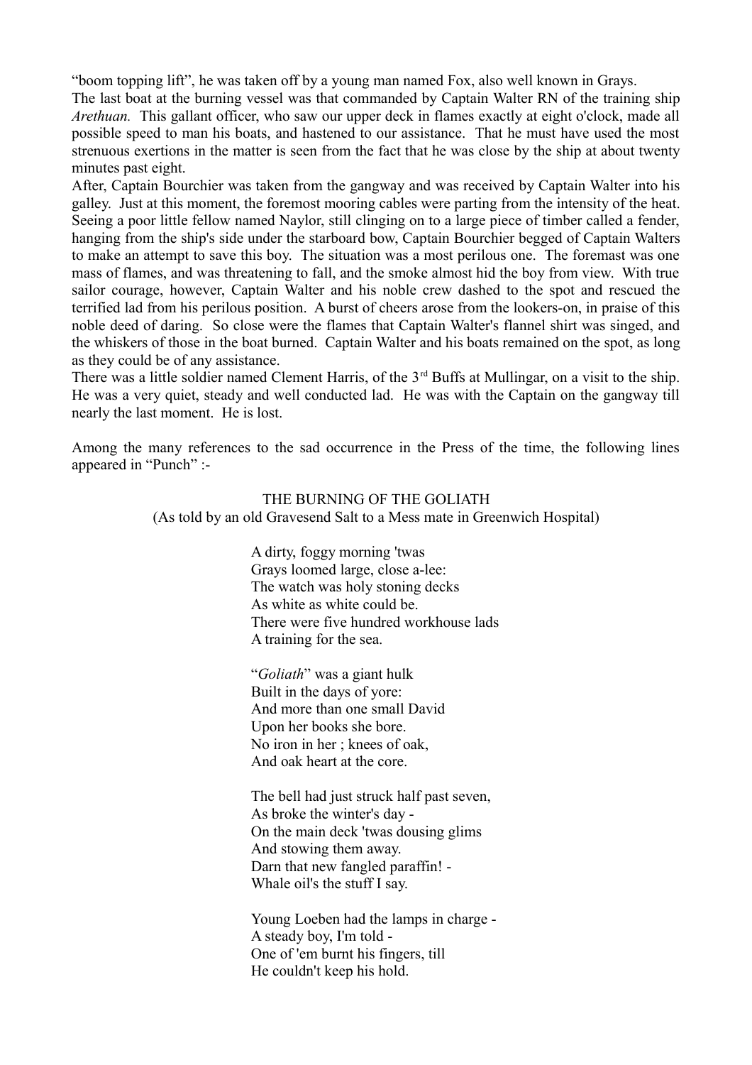"boom topping lift", he was taken off by a young man named Fox, also well known in Grays.

The last boat at the burning vessel was that commanded by Captain Walter RN of the training ship *Arethuan.* This gallant officer, who saw our upper deck in flames exactly at eight o'clock, made all possible speed to man his boats, and hastened to our assistance. That he must have used the most strenuous exertions in the matter is seen from the fact that he was close by the ship at about twenty minutes past eight.

After, Captain Bourchier was taken from the gangway and was received by Captain Walter into his galley. Just at this moment, the foremost mooring cables were parting from the intensity of the heat. Seeing a poor little fellow named Naylor, still clinging on to a large piece of timber called a fender, hanging from the ship's side under the starboard bow, Captain Bourchier begged of Captain Walters to make an attempt to save this boy. The situation was a most perilous one. The foremast was one mass of flames, and was threatening to fall, and the smoke almost hid the boy from view. With true sailor courage, however, Captain Walter and his noble crew dashed to the spot and rescued the terrified lad from his perilous position. A burst of cheers arose from the lookers-on, in praise of this noble deed of daring. So close were the flames that Captain Walter's flannel shirt was singed, and the whiskers of those in the boat burned. Captain Walter and his boats remained on the spot, as long as they could be of any assistance.

There was a little soldier named Clement Harris, of the 3rd Buffs at Mullingar, on a visit to the ship. He was a very quiet, steady and well conducted lad. He was with the Captain on the gangway till nearly the last moment. He is lost.

Among the many references to the sad occurrence in the Press of the time, the following lines appeared in "Punch" :-

THE BURNING OF THE GOLIATH

(As told by an old Gravesend Salt to a Mess mate in Greenwich Hospital)

A dirty, foggy morning 'twas
Grays loomed large, close a-lee:
The watch was holy stoning decks
As white as white could be.
There were five hundred workhouse lads
A training for the sea.

"*Goliath*" was a giant hulk
Built in the days of yore:
And more than one small David
Upon her books she bore.
No iron in her ; knees of oak,
And oak heart at the core.

The bell had just struck half past seven,
As broke the winter's day -
On the main deck 'twas dousing glims
And stowing them away.
Darn that new fangled paraffin! -
Whale oil's the stuff I say.

Young Loeben had the lamps in charge -
A steady boy, I'm told -
One of 'em burnt his fingers, till
He couldn't keep his hold.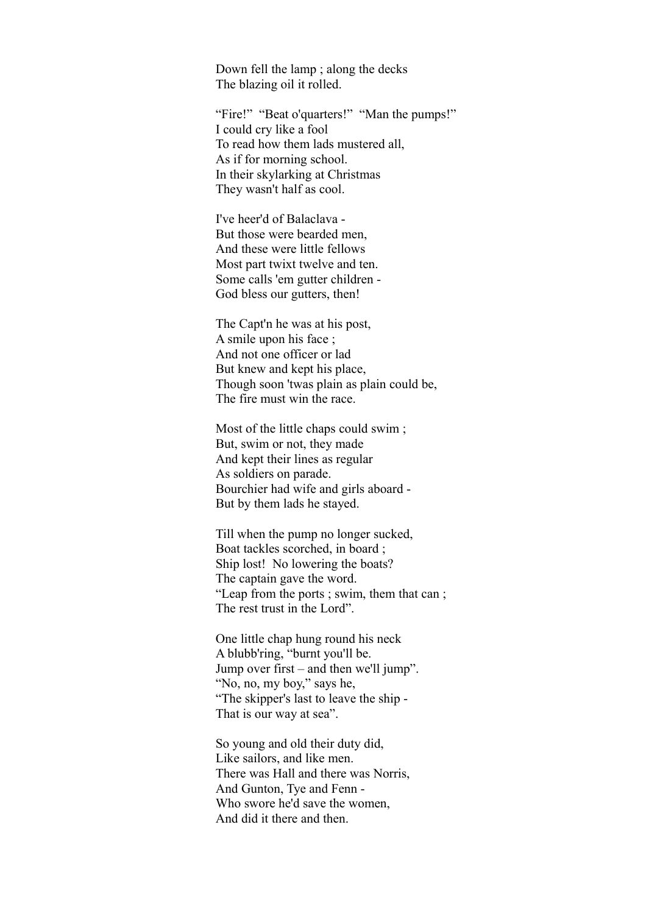Down fell the lamp ; along the decks
The blazing oil it rolled.

"Fire!" "Beat o'quarters!" "Man the pumps!"
I could cry like a fool
To read how them lads mustered all,
As if for morning school.
In their skylarking at Christmas
They wasn't half as cool.

I've heer'd of Balaclava -
But those were bearded men,
And these were little fellows
Most part twixt twelve and ten.
Some calls 'em gutter children -
God bless our gutters, then!

The Capt'n he was at his post,
A smile upon his face ;
And not one officer or lad
But knew and kept his place,
Though soon 'twas plain as plain could be,
The fire must win the race.

Most of the little chaps could swim ;
But, swim or not, they made
And kept their lines as regular
As soldiers on parade.
Bourchier had wife and girls aboard -
But by them lads he stayed.

Till when the pump no longer sucked,
Boat tackles scorched, in board ;
Ship lost! No lowering the boats?
The captain gave the word.
"Leap from the ports ; swim, them that can ;
The rest trust in the Lord".

One little chap hung round his neck
A blubb'ring, "burnt you'll be.
Jump over first – and then we'll jump".
"No, no, my boy," says he,
"The skipper's last to leave the ship -
That is our way at sea".

So young and old their duty did,
Like sailors, and like men.
There was Hall and there was Norris,
And Gunton, Tye and Fenn -
Who swore he'd save the women,
And did it there and then.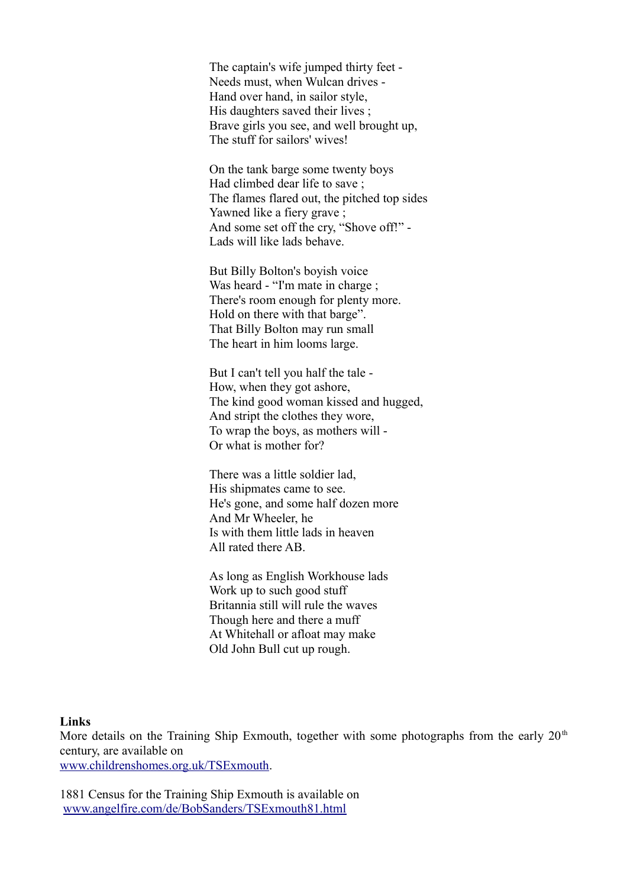The captain's wife jumped thirty feet -
Needs must, when Wulcan drives -
Hand over hand, in sailor style,
His daughters saved their lives ;
Brave girls you see, and well brought up,
The stuff for sailors' wives!

On the tank barge some twenty boys
Had climbed dear life to save ;
The flames flared out, the pitched top sides
Yawned like a fiery grave ;
And some set off the cry, “Shove off!” -
Lads will like lads behave.

But Billy Bolton's boyish voice
Was heard - “I'm mate in charge ;
There's room enough for plenty more.
Hold on there with that barge”.
That Billy Bolton may run small
The heart in him looms large.

But I can't tell you half the tale -
How, when they got ashore,
The kind good woman kissed and hugged,
And stript the clothes they wore,
To wrap the boys, as mothers will -
Or what is mother for?

There was a little soldier lad,
His shipmates came to see.
He's gone, and some half dozen more
And Mr Wheeler, he
Is with them little lads in heaven
All rated there AB.

As long as English Workhouse lads
Work up to such good stuff
Britannia still will rule the waves
Though here and there a muff
At Whitehall or afloat may make
Old John Bull cut up rough.

**Links**

More details on the Training Ship Exmouth, together with some photographs from the early 20th century, are available on
[www.childrenshomes.org.uk/TSExmouth](http://www.childrenshomes.org.uk/TSExmouth).

1881 Census for the Training Ship Exmouth is available on
[www.angelfire.com/de/BobSanders/TSExmouth81.html](http://www.angelfire.com/de/BobSanders/TSExmouth81.html)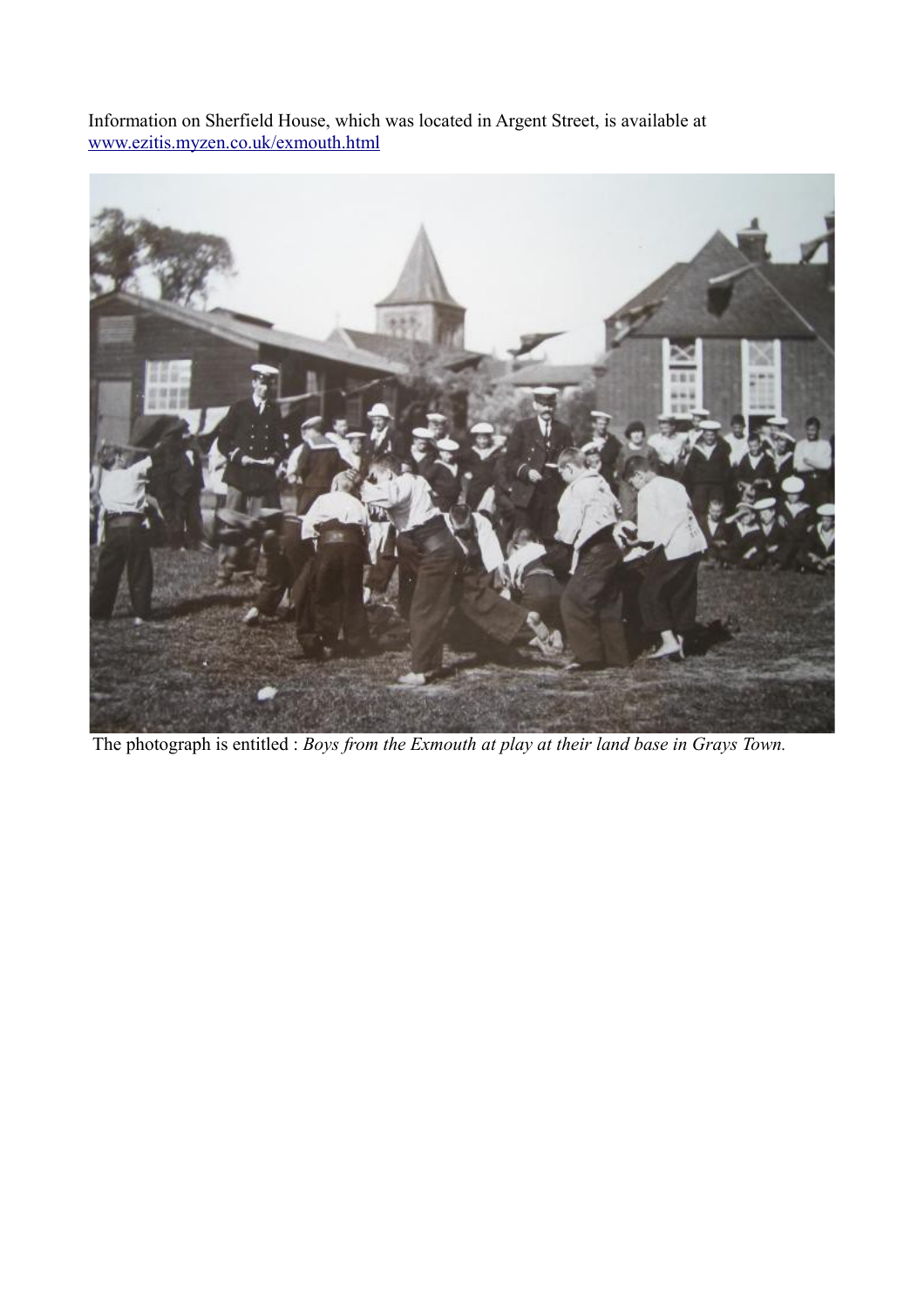Information on Sherfield House, which was located in Argent Street, is available at [www.ezitis.myzen.co.uk/exmouth.html](http://www.ezitis.myzen.co.uk/exmouth.html)

The photograph is entitled : *Boys from the Exmouth at play at their land base in Grays Town.*